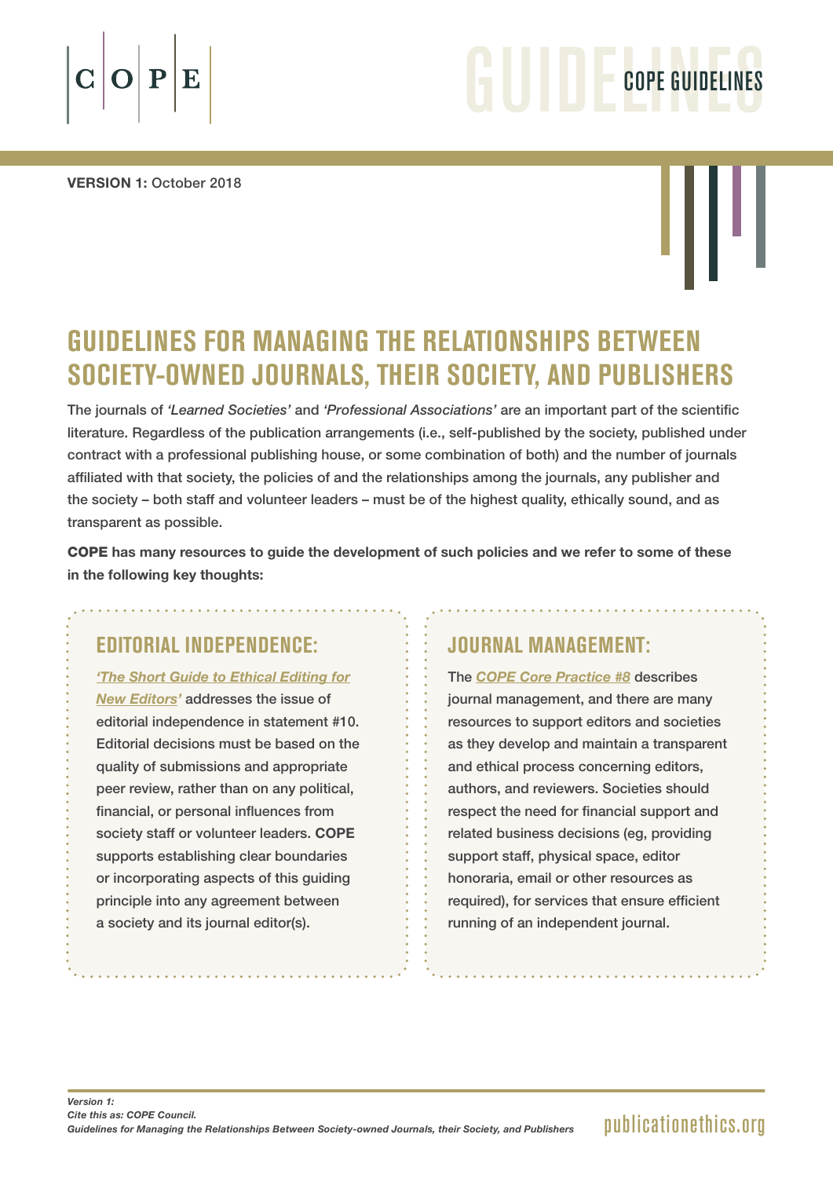COPE GUIDELINES

**VERSION 1:** October 2018

# GUIDELINES FOR MANAGING THE RELATIONSHIPS BETWEEN SOCIETY-OWNED JOURNALS, THEIR SOCIETY, AND PUBLISHERS

The journals of *'Learned Societies'* and *'Professional Associations'* are an important part of the scientific literature. Regardless of the publication arrangements (i.e., self-published by the society, published under contract with a professional publishing house, or some combination of both) and the number of journals affiliated with that society, the policies of and the relationships among the journals, any publisher and the society – both staff and volunteer leaders – must be of the highest quality, ethically sound, and as transparent as possible.

**COPE has many resources to guide the development of such policies and we refer to some of these in the following key thoughts:**

## EDITORIAL INDEPENDENCE:

***'The Short Guide to Ethical Editing for New Editors'*** addresses the issue of editorial independence in statement #10. Editorial decisions must be based on the quality of submissions and appropriate peer review, rather than on any political, financial, or personal influences from society staff or volunteer leaders. **COPE** supports establishing clear boundaries or incorporating aspects of this guiding principle into any agreement between a society and its journal editor(s).

## JOURNAL MANAGEMENT:

The ***COPE Core Practice #8*** describes journal management, and there are many resources to support editors and societies as they develop and maintain a transparent and ethical process concerning editors, authors, and reviewers. Societies should respect the need for financial support and related business decisions (eg, providing support staff, physical space, editor honoraria, email or other resources as required), for services that ensure efficient running of an independent journal.

*Version 1:*
*Cite this as: COPE Council.*
*Guidelines for Managing the Relationships Between Society-owned Journals, their Society, and Publishers*

publicationethics.org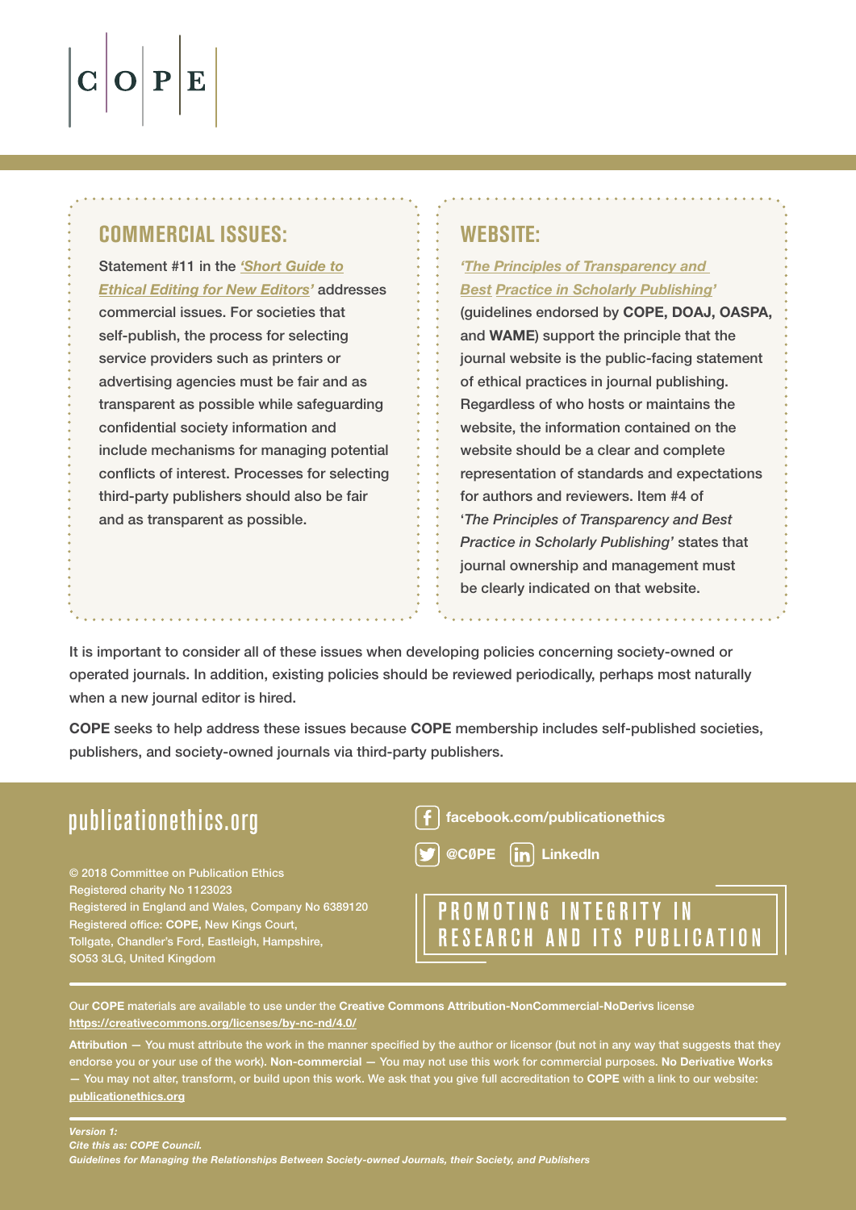C | O | P | E

## COMMERCIAL ISSUES:

Statement #11 in the *'Short Guide to Ethical Editing for New Editors'* addresses commercial issues. For societies that self-publish, the process for selecting service providers such as printers or advertising agencies must be fair and as transparent as possible while safeguarding confidential society information and include mechanisms for managing potential conflicts of interest. Processes for selecting third-party publishers should also be fair and as transparent as possible.

## WEBSITE:

*'The Principles of Transparency and Best Practice in Scholarly Publishing'* (guidelines endorsed by **COPE, DOAJ, OASPA,** and **WAME**) support the principle that the journal website is the public-facing statement of ethical practices in journal publishing. Regardless of who hosts or maintains the website, the information contained on the website should be a clear and complete representation of standards and expectations for authors and reviewers. Item #4 of '*The Principles of Transparency and Best Practice in Scholarly Publishing'* states that journal ownership and management must be clearly indicated on that website.

It is important to consider all of these issues when developing policies concerning society-owned or operated journals. In addition, existing policies should be reviewed periodically, perhaps most naturally when a new journal editor is hired.

**COPE** seeks to help address these issues because **COPE** membership includes self-published societies, publishers, and society-owned journals via third-party publishers.

publicationethics.org

© 2018 Committee on Publication Ethics
Registered charity No 1123023
Registered in England and Wales, Company No 6389120
Registered office: **COPE,** New Kings Court, Tollgate, Chandler's Ford, Eastleigh, Hampshire, SO53 3LG, United Kingdom

**facebook.com/publicationethics**

**@C0PE** **LinkedIn**

PROMOTING INTEGRITY IN RESEARCH AND ITS PUBLICATION

Our **COPE** materials are available to use under the **Creative Commons Attribution-NonCommercial-NoDerivs** license https://creativecommons.org/licenses/by-nc-nd/4.0/

**Attribution —** You must attribute the work in the manner specified by the author or licensor (but not in any way that suggests that they endorse you or your use of the work). **Non-commercial —** You may not use this work for commercial purposes. **No Derivative Works —** You may not alter, transform, or build upon this work. We ask that you give full accreditation to **COPE** with a link to our website: publicationethics.org

***Version 1:***
***Cite this as: COPE Council.***
***Guidelines for Managing the Relationships Between Society-owned Journals, their Society, and Publishers***